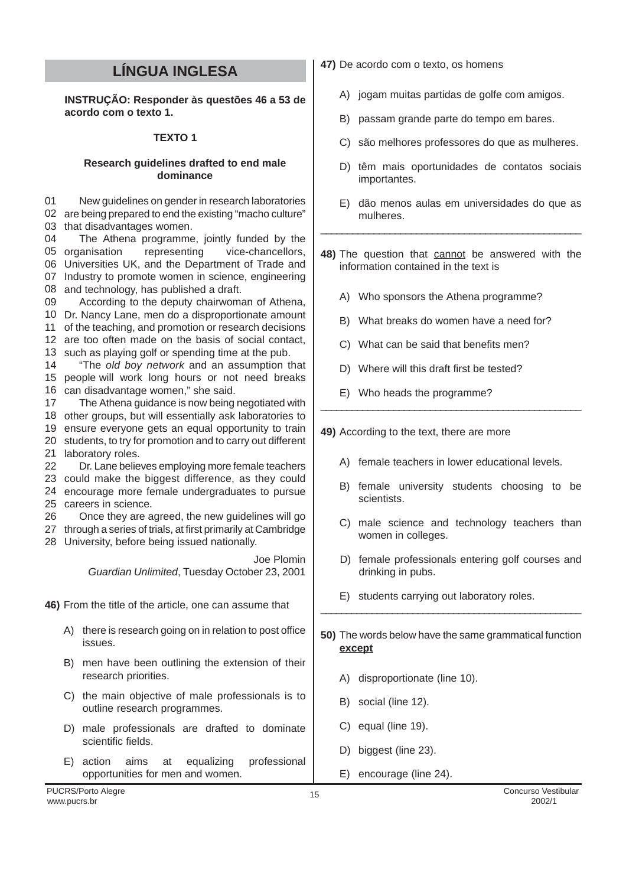# LÍNGUA INGLESA

**INSTRUÇÃO: Responder às questões 46 a 53 de acordo com o texto 1.**

**TEXTO 1**

**Research guidelines drafted to end male dominance**

01 New guidelines on gender in research laboratories
02 are being prepared to end the existing "macho culture"
03 that disadvantages women.
04 The Athena programme, jointly funded by the
05 organisation representing vice-chancellors,
06 Universities UK, and the Department of Trade and
07 Industry to promote women in science, engineering
08 and technology, has published a draft.
09 According to the deputy chairwoman of Athena,
10 Dr. Nancy Lane, men do a disproportionate amount
11 of the teaching, and promotion or research decisions
12 are too often made on the basis of social contact,
13 such as playing golf or spending time at the pub.
14 "The *old boy network* and an assumption that
15 people will work long hours or not need breaks
16 can disadvantage women," she said.
17 The Athena guidance is now being negotiated with
18 other groups, but will essentially ask laboratories to
19 ensure everyone gets an equal opportunity to train
20 students, to try for promotion and to carry out different
21 laboratory roles.
22 Dr. Lane believes employing more female teachers
23 could make the biggest difference, as they could
24 encourage more female undergraduates to pursue
25 careers in science.
26 Once they are agreed, the new guidelines will go
27 through a series of trials, at first primarily at Cambridge
28 University, before being issued nationally.

Joe Plomin
*Guardian Unlimited*, Tuesday October 23, 2001

**46)** From the title of the article, one can assume that

A) there is research going on in relation to post office issues.

B) men have been outlining the extension of their research priorities.

C) the main objective of male professionals is to outline research programmes.

D) male professionals are drafted to dominate scientific fields.

E) action aims at equalizing professional opportunities for men and women.

**47)** De acordo com o texto, os homens

A) jogam muitas partidas de golfe com amigos.

B) passam grande parte do tempo em bares.

C) são melhores professores do que as mulheres.

D) têm mais oportunidades de contatos sociais importantes.

E) dão menos aulas em universidades do que as mulheres.

---

**48)** The question that cannot be answered with the information contained in the text is

A) Who sponsors the Athena programme?

B) What breaks do women have a need for?

C) What can be said that benefits men?

D) Where will this draft first be tested?

E) Who heads the programme?

---

**49)** According to the text, there are more

A) female teachers in lower educational levels.

B) female university students choosing to be scientists.

C) male science and technology teachers than women in colleges.

D) female professionals entering golf courses and drinking in pubs.

E) students carrying out laboratory roles.

---

**50)** The words below have the same grammatical function **except**

A) disproportionate (line 10).

B) social (line 12).

C) equal (line 19).

D) biggest (line 23).

E) encourage (line 24).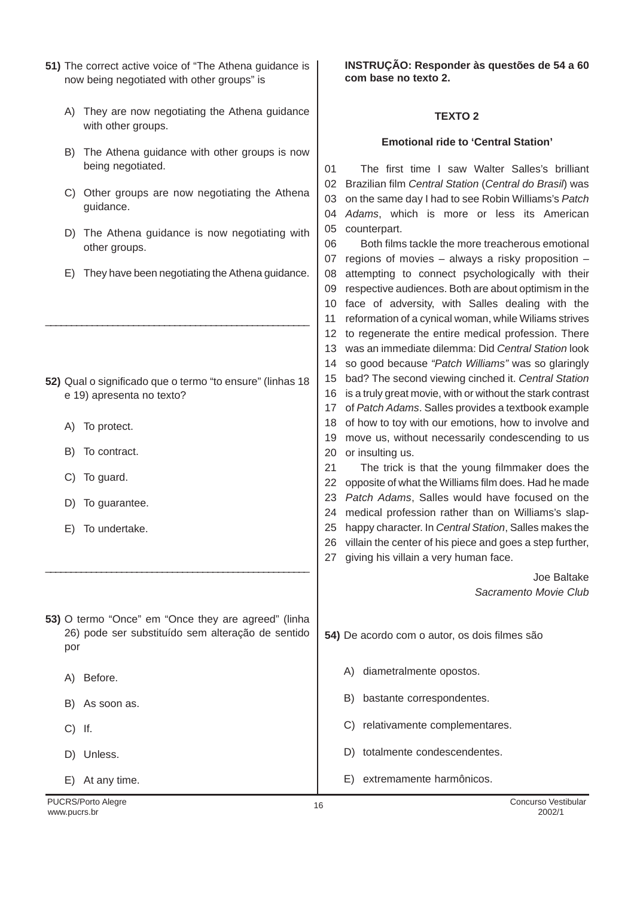**51)** The correct active voice of "The Athena guidance is now being negotiated with other groups" is

A) They are now negotiating the Athena guidance with other groups.

B) The Athena guidance with other groups is now being negotiated.

C) Other groups are now negotiating the Athena guidance.

D) The Athena guidance is now negotiating with other groups.

E) They have been negotiating the Athena guidance.

---

**52)** Qual o significado que o termo "to ensure" (linhas 18 e 19) apresenta no texto?

A) To protect.

B) To contract.

C) To guard.

D) To guarantee.

E) To undertake.

---

**53)** O termo "Once" em "Once they agreed" (linha 26) pode ser substituído sem alteração de sentido por

A) Before.

B) As soon as.

C) If.

D) Unless.

E) At any time.

**INSTRUÇÃO: Responder às questões de 54 a 60 com base no texto 2.**

## TEXTO 2

### Emotional ride to 'Central Station'

01 The first time I saw Walter Salles's brilliant
02 Brazilian film *Central Station* (*Central do Brasil*) was
03 on the same day I had to see Robin Williams's *Patch*
04 *Adams*, which is more or less its American
05 counterpart.
06 Both films tackle the more treacherous emotional
07 regions of movies – always a risky proposition –
08 attempting to connect psychologically with their
09 respective audiences. Both are about optimism in the
10 face of adversity, with Salles dealing with the
11 reformation of a cynical woman, while Wiliams strives
12 to regenerate the entire medical profession. There
13 was an immediate dilemma: Did *Central Station* look
14 so good because *"Patch Williams"* was so glaringly
15 bad? The second viewing cinched it. *Central Station*
16 is a truly great movie, with or without the stark contrast
17 of *Patch Adams*. Salles provides a textbook example
18 of how to toy with our emotions, how to involve and
19 move us, without necessarily condescending to us
20 or insulting us.
21 The trick is that the young filmmaker does the
22 opposite of what the Williams film does. Had he made
23 *Patch Adams*, Salles would have focused on the
24 medical profession rather than on Williams's slap-
25 happy character. In *Central Station*, Salles makes the
26 villain the center of his piece and goes a step further,
27 giving his villain a very human face.

Joe Baltake
*Sacramento Movie Club*

**54)** De acordo com o autor, os dois filmes são

A) diametralmente opostos.

B) bastante correspondentes.

C) relativamente complementares.

D) totalmente condescendentes.

E) extremamente harmônicos.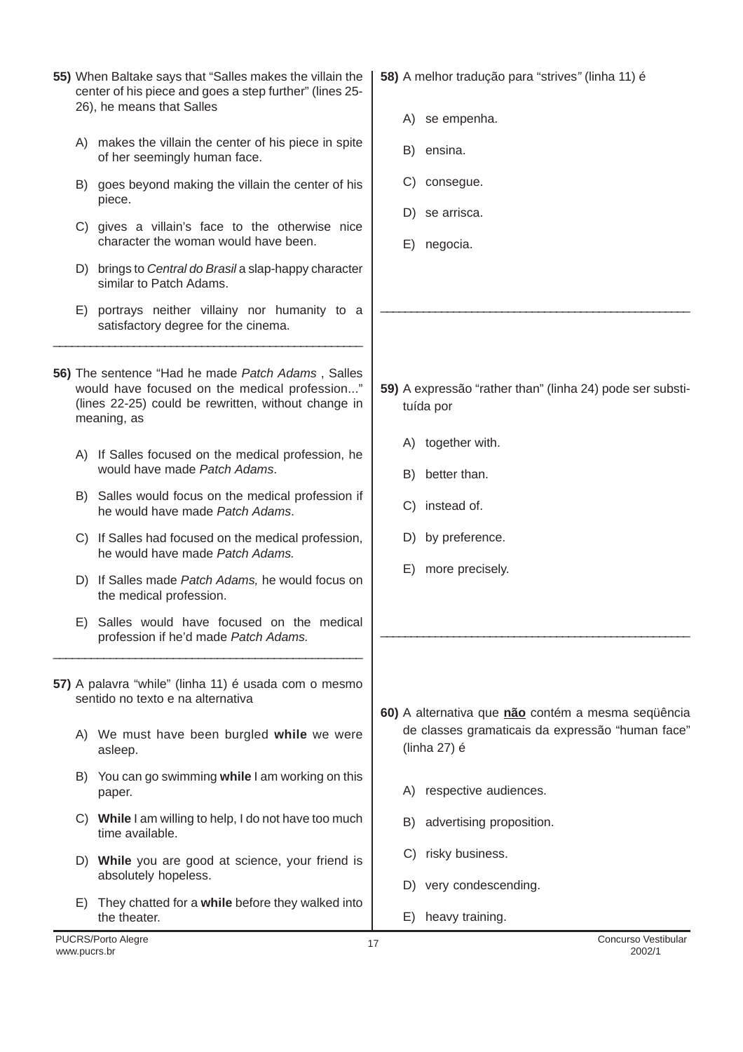**55)** When Baltake says that "Salles makes the villain the center of his piece and goes a step further" (lines 25-26), he means that Salles

A) makes the villain the center of his piece in spite of her seemingly human face.

B) goes beyond making the villain the center of his piece.

C) gives a villain's face to the otherwise nice character the woman would have been.

D) brings to *Central do Brasil* a slap-happy character similar to Patch Adams.

E) portrays neither villainy nor humanity to a satisfactory degree for the cinema.

---

**56)** The sentence "Had he made *Patch Adams* , Salles would have focused on the medical profession..." (lines 22-25) could be rewritten, without change in meaning, as

A) If Salles focused on the medical profession, he would have made *Patch Adams*.

B) Salles would focus on the medical profession if he would have made *Patch Adams*.

C) If Salles had focused on the medical profession, he would have made *Patch Adams.*

D) If Salles made *Patch Adams,* he would focus on the medical profession.

E) Salles would have focused on the medical profession if he'd made *Patch Adams.*

---

**57)** A palavra "while" (linha 11) é usada com o mesmo sentido no texto e na alternativa

A) We must have been burgled **while** we were asleep.

B) You can go swimming **while** I am working on this paper.

C) **While** I am willing to help, I do not have too much time available.

D) **While** you are good at science, your friend is absolutely hopeless.

E) They chatted for a **while** before they walked into the theater.

---

**58)** A melhor tradução para "strives" (linha 11) é

A) se empenha.

B) ensina.

C) consegue.

D) se arrisca.

E) negocia.

---

**59)** A expressão "rather than" (linha 24) pode ser substituída por

A) together with.

B) better than.

C) instead of.

D) by preference.

E) more precisely.

---

**60)** A alternativa que **<u>não</u>** contém a mesma seqüência de classes gramaticais da expressão "human face" (linha 27) é

A) respective audiences.

B) advertising proposition.

C) risky business.

D) very condescending.

E) heavy training.